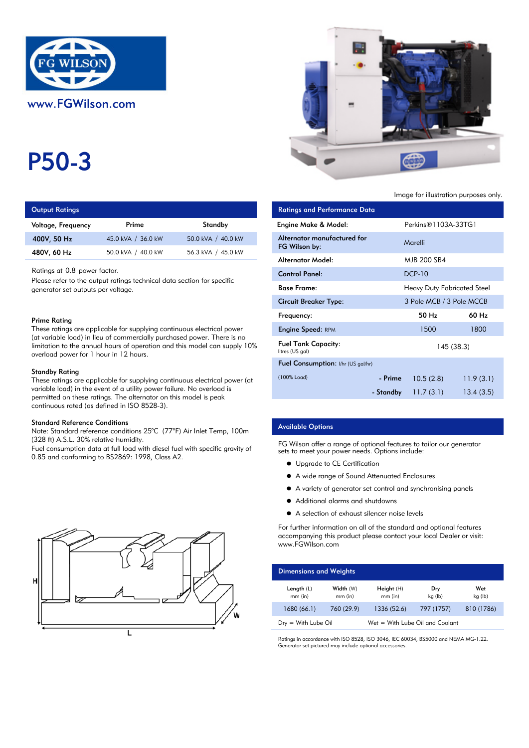FG WILSON

www.FGWilson.com

# P50-3

Image for illustration purposes only.

## Output Ratings

| Voltage, Frequency | Prime | Standby |
|---|---|---|
| 400V, 50 Hz | 45.0 kVA / 36.0 kW | 50.0 kVA / 40.0 kW |
| 480V, 60 Hz | 50.0 kVA / 40.0 kW | 56.3 kVA / 45.0 kW |

Ratings at 0.8 power factor.

Please refer to the output ratings technical data section for specific generator set outputs per voltage.

### Prime Rating

These ratings are applicable for supplying continuous electrical power (at variable load) in lieu of commercially purchased power. There is no limitation to the annual hours of operation and this model can supply 10% overload power for 1 hour in 12 hours.

### Standby Rating

These ratings are applicable for supplying continuous electrical power (at variable load) in the event of a utility power failure. No overload is permitted on these ratings. The alternator on this model is peak continuous rated (as defined in ISO 8528-3).

### Standard Reference Conditions

Note: Standard reference conditions 25°C (77°F) Air Inlet Temp, 100m (328 ft) A.S.L. 30% relative humidity.

Fuel consumption data at full load with diesel fuel with specific gravity of 0.85 and conforming to BS2869: 1998, Class A2.

## Ratings and Performance Data

| | | |
|---|---|---|
| Engine Make & Model: | Perkins®1103A-33TG1 | |
| Alternator manufactured for FG Wilson by: | Marelli | |
| Alternator Model: | MJB 200 SB4 | |
| Control Panel: | DCP-10 | |
| Base Frame: | Heavy Duty Fabricated Steel | |
| Circuit Breaker Type: | 3 Pole MCB / 3 Pole MCCB | |
| Frequency: | 50 Hz | 60 Hz |
| Engine Speed: RPM | 1500 | 1800 |
| Fuel Tank Capacity: litres (US gal) | 145 (38.3) | |
| Fuel Consumption: l/hr (US gal/hr) | | |
| (100% Load) - Prime | 10.5 (2.8) | 11.9 (3.1) |
| - Standby | 11.7 (3.1) | 13.4 (3.5) |

## Available Options

FG Wilson offer a range of optional features to tailor our generator sets to meet your power needs. Options include:

- Upgrade to CE Certification
- A wide range of Sound Attenuated Enclosures
- A variety of generator set control and synchronising panels
- Additional alarms and shutdowns
- A selection of exhaust silencer noise levels

For further information on all of the standard and optional features accompanying this product please contact your local Dealer or visit: www.FGWilson.com

## Dimensions and Weights

| Length (L) mm (in) | Width (W) mm (in) | Height (H) mm (in) | Dry kg (lb) | Wet kg (lb) |
|---|---|---|---|---|
| 1680 (66.1) | 760 (29.9) | 1336 (52.6) | 797 (1757) | 810 (1786) |

Dry = With Lube Oil    Wet = With Lube Oil and Coolant

Ratings in accordance with ISO 8528, ISO 3046, IEC 60034, BS5000 and NEMA MG-1.22.
Generator set pictured may include optional accessories.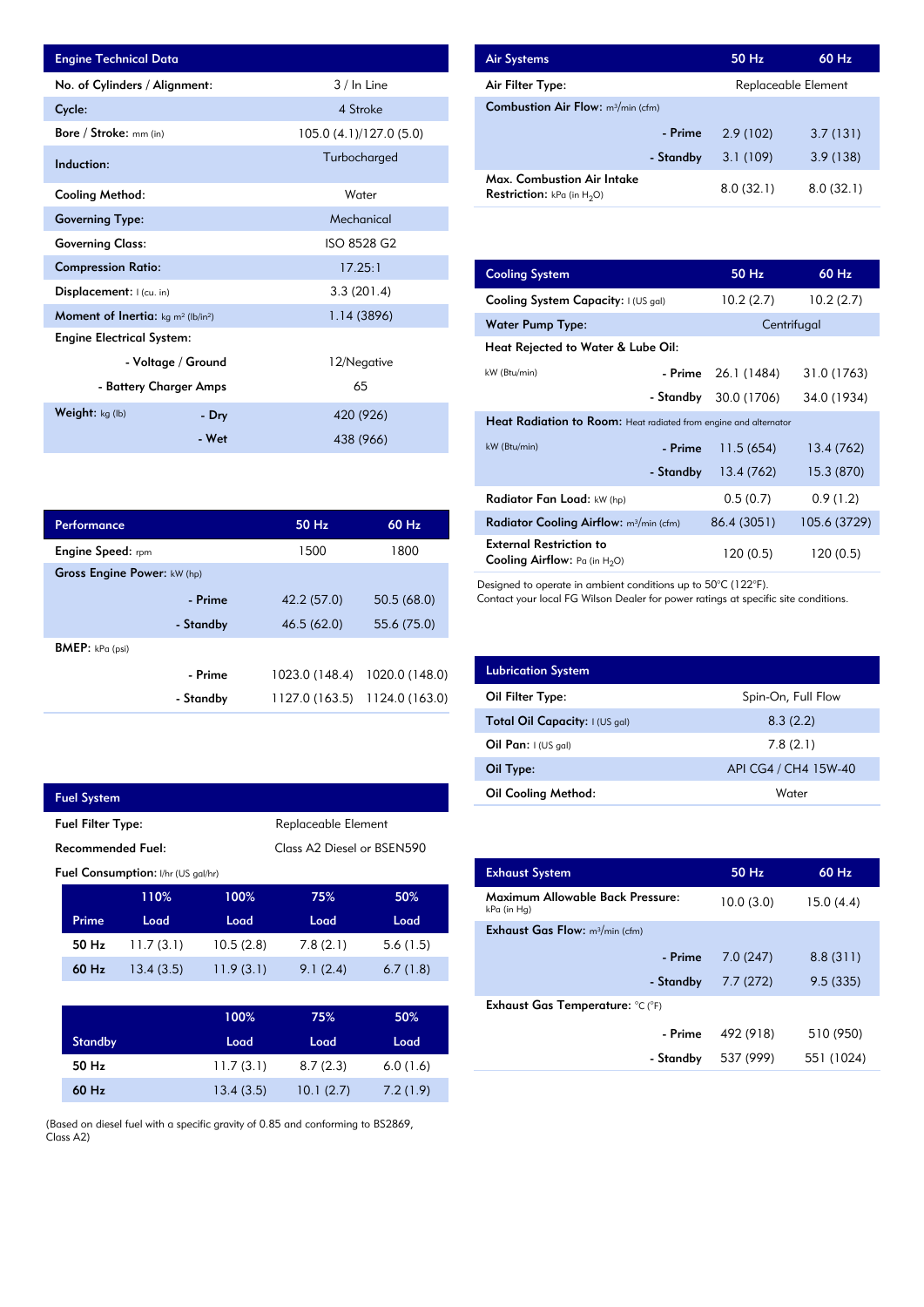| Engine Technical Data | | |
|---|---|---|
| No. of Cylinders / Alignment: | | 3 / In Line |
| Cycle: | | 4 Stroke |
| Bore / Stroke: mm (in) | | 105.0 (4.1)/127.0 (5.0) |
| Induction: | | Turbocharged |
| Cooling Method: | | Water |
| Governing Type: | | Mechanical |
| Governing Class: | | ISO 8528 G2 |
| Compression Ratio: | | 17.25:1 |
| Displacement: l (cu. in) | | 3.3 (201.4) |
| Moment of Inertia: kg m² (lb/in²) | | 1.14 (3896) |
| Engine Electrical System: | | |
| | - Voltage / Ground | 12/Negative |
| | - Battery Charger Amps | 65 |
| Weight: kg (lb) | - Dry | 420 (926) |
| | - Wet | 438 (966) |

| Performance | | 50 Hz | 60 Hz |
|---|---|---|---|
| Engine Speed: rpm | | 1500 | 1800 |
| Gross Engine Power: kW (hp) | | | |
| | - Prime | 42.2 (57.0) | 50.5 (68.0) |
| | - Standby | 46.5 (62.0) | 55.6 (75.0) |
| BMEP: kPa (psi) | | | |
| | - Prime | 1023.0 (148.4) | 1020.0 (148.0) |
| | - Standby | 1127.0 (163.5) | 1124.0 (163.0) |

| Fuel System | |
|---|---|
| Fuel Filter Type: | Replaceable Element |
| Recommended Fuel: | Class A2 Diesel or BSEN590 |

Fuel Consumption: l/hr (US gal/hr)

| Prime | 110% Load | 100% Load | 75% Load | 50% Load |
|---|---|---|---|---|
| 50 Hz | 11.7 (3.1) | 10.5 (2.8) | 7.8 (2.1) | 5.6 (1.5) |
| 60 Hz | 13.4 (3.5) | 11.9 (3.1) | 9.1 (2.4) | 6.7 (1.8) |

| Standby | 100% Load | 75% Load | 50% Load |
|---|---|---|---|
| 50 Hz | 11.7 (3.1) | 8.7 (2.3) | 6.0 (1.6) |
| 60 Hz | 13.4 (3.5) | 10.1 (2.7) | 7.2 (1.9) |

(Based on diesel fuel with a specific gravity of 0.85 and conforming to BS2869, Class A2)

| Air Systems | | 50 Hz | 60 Hz |
|---|---|---|---|
| Air Filter Type: | | Replaceable Element | |
| Combustion Air Flow: m³/min (cfm) | | | |
| | - Prime | 2.9 (102) | 3.7 (131) |
| | - Standby | 3.1 (109) | 3.9 (138) |
| Max. Combustion Air Intake Restriction: kPa (in $H_2O$) | | 8.0 (32.1) | 8.0 (32.1) |

| Cooling System | | 50 Hz | 60 Hz |
|---|---|---|---|
| Cooling System Capacity: l (US gal) | | 10.2 (2.7) | 10.2 (2.7) |
| Water Pump Type: | | Centrifugal | |
| Heat Rejected to Water & Lube Oil: | | | |
| kW (Btu/min) | - Prime | 26.1 (1484) | 31.0 (1763) |
| | - Standby | 30.0 (1706) | 34.0 (1934) |
| Heat Radiation to Room: Heat radiated from engine and alternator | | | |
| kW (Btu/min) | - Prime | 11.5 (654) | 13.4 (762) |
| | - Standby | 13.4 (762) | 15.3 (870) |
| Radiator Fan Load: kW (hp) | | 0.5 (0.7) | 0.9 (1.2) |
| Radiator Cooling Airflow: m³/min (cfm) | | 86.4 (3051) | 105.6 (3729) |
| External Restriction to Cooling Airflow: Pa (in $H_2O$) | | 120 (0.5) | 120 (0.5) |

Designed to operate in ambient conditions up to 50°C (122°F).
Contact your local FG Wilson Dealer for power ratings at specific site conditions.

| Lubrication System | |
|---|---|
| Oil Filter Type: | Spin-On, Full Flow |
| Total Oil Capacity: l (US gal) | 8.3 (2.2) |
| Oil Pan: l (US gal) | 7.8 (2.1) |
| Oil Type: | API CG4 / CH4 15W-40 |
| Oil Cooling Method: | Water |

| Exhaust System | | 50 Hz | 60 Hz |
|---|---|---|---|
| Maximum Allowable Back Pressure: kPa (in Hg) | | 10.0 (3.0) | 15.0 (4.4) |
| Exhaust Gas Flow: m³/min (cfm) | | | |
| | - Prime | 7.0 (247) | 8.8 (311) |
| | - Standby | 7.7 (272) | 9.5 (335) |
| Exhaust Gas Temperature: °C (°F) | | | |
| | - Prime | 492 (918) | 510 (950) |
| | - Standby | 537 (999) | 551 (1024) |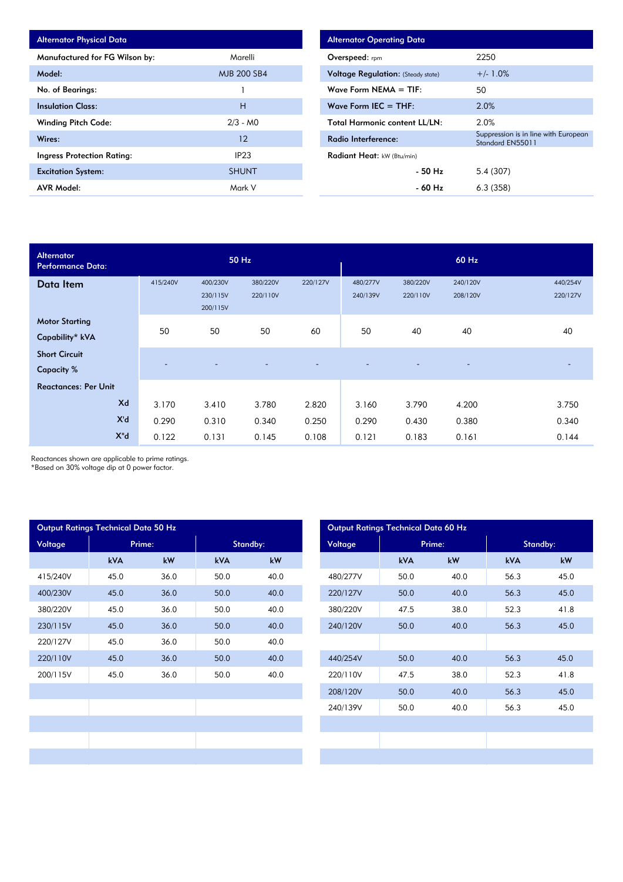| Alternator Physical Data | |
|---|---|
| Manufactured for FG Wilson by: | Marelli |
| Model: | MJB 200 SB4 |
| No. of Bearings: | 1 |
| Insulation Class: | H |
| Winding Pitch Code: | 2/3 - M0 |
| Wires: | 12 |
| Ingress Protection Rating: | IP23 |
| Excitation System: | SHUNT |
| AVR Model: | Mark V |

| Alternator Operating Data | |
|---|---|
| Overspeed: rpm | 2250 |
| Voltage Regulation: (Steady state) | +/- 1.0% |
| Wave Form NEMA = TIF: | 50 |
| Wave Form IEC = THF: | 2.0% |
| Total Harmonic content LL/LN: | 2.0% |
| Radio Interference: | Suppression is in line with European Standard EN55011 |
| Radiant Heat: kW (Btu/min) | |
| - 50 Hz | 5.4 (307) |
| - 60 Hz | 6.3 (358) |

| Alternator Performance Data: | 50 Hz | | | | 60 Hz | | | |
|---|---|---|---|---|---|---|---|---|
| Data Item | 415/240V | 400/230V 230/115V 200/115V | 380/220V 220/110V | 220/127V | 480/277V 240/139V | 380/220V 220/110V | 240/120V 208/120V | 440/254V 220/127V |
| Motor Starting Capability* kVA | 50 | 50 | 50 | 60 | 50 | 40 | 40 | 40 |
| Short Circuit Capacity % | - | - | - | - | - | - | - | - |
| Reactances: Per Unit | | | | | | | | |
| Xd | 3.170 | 3.410 | 3.780 | 2.820 | 3.160 | 3.790 | 4.200 | 3.750 |
| X'd | 0.290 | 0.310 | 0.340 | 0.250 | 0.290 | 0.430 | 0.380 | 0.340 |
| X"d | 0.122 | 0.131 | 0.145 | 0.108 | 0.121 | 0.183 | 0.161 | 0.144 |

Reactances shown are applicable to prime ratings.
*Based on 30% voltage dip at 0 power factor.

| Output Ratings Technical Data 50 Hz | | | | |
|---|---|---|---|---|
| Voltage | Prime: | | Standby: | |
| | kVA | kW | kVA | kW |
| 415/240V | 45.0 | 36.0 | 50.0 | 40.0 |
| 400/230V | 45.0 | 36.0 | 50.0 | 40.0 |
| 380/220V | 45.0 | 36.0 | 50.0 | 40.0 |
| 230/115V | 45.0 | 36.0 | 50.0 | 40.0 |
| 220/127V | 45.0 | 36.0 | 50.0 | 40.0 |
| 220/110V | 45.0 | 36.0 | 50.0 | 40.0 |
| 200/115V | 45.0 | 36.0 | 50.0 | 40.0 |

| Output Ratings Technical Data 60 Hz | | | | |
|---|---|---|---|---|
| Voltage | Prime: | | Standby: | |
| | kVA | kW | kVA | kW |
| 480/277V | 50.0 | 40.0 | 56.3 | 45.0 |
| 220/127V | 50.0 | 40.0 | 56.3 | 45.0 |
| 380/220V | 47.5 | 38.0 | 52.3 | 41.8 |
| 240/120V | 50.0 | 40.0 | 56.3 | 45.0 |
| | | | | |
| 440/254V | 50.0 | 40.0 | 56.3 | 45.0 |
| 220/110V | 47.5 | 38.0 | 52.3 | 41.8 |
| 208/120V | 50.0 | 40.0 | 56.3 | 45.0 |
| 240/139V | 50.0 | 40.0 | 56.3 | 45.0 |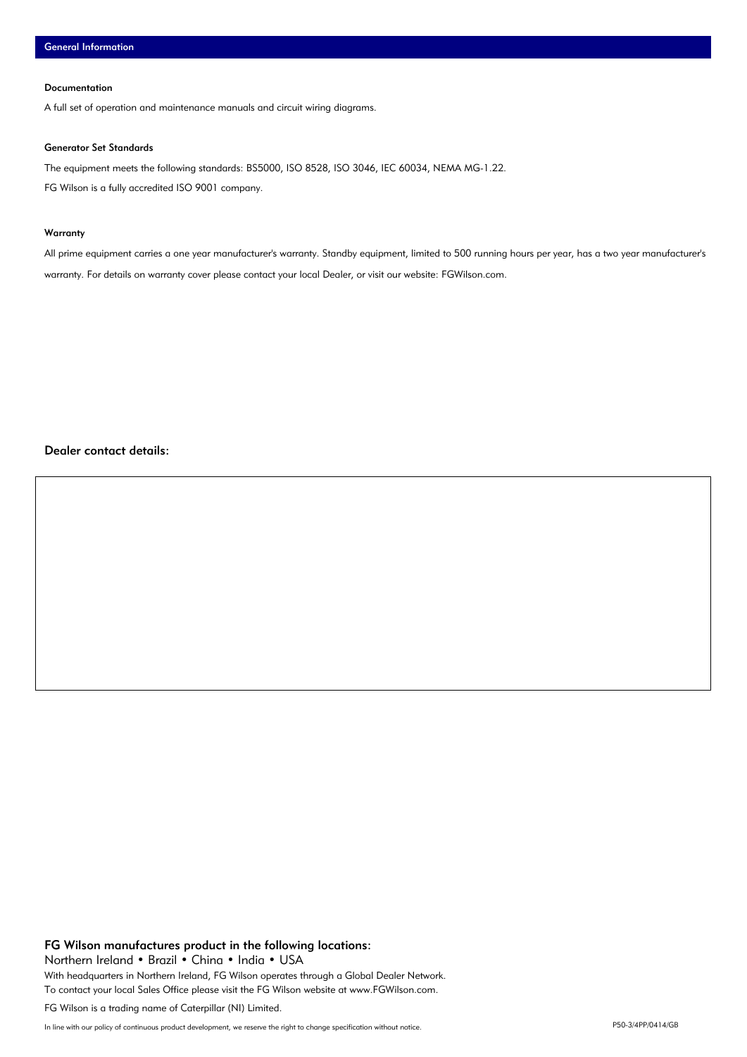## General Information

### Documentation

A full set of operation and maintenance manuals and circuit wiring diagrams.

### Generator Set Standards

The equipment meets the following standards: BS5000, ISO 8528, ISO 3046, IEC 60034, NEMA MG-1.22.

FG Wilson is a fully accredited ISO 9001 company.

### Warranty

All prime equipment carries a one year manufacturer's warranty. Standby equipment, limited to 500 running hours per year, has a two year manufacturer's warranty. For details on warranty cover please contact your local Dealer, or visit our website: FGWilson.com.

### Dealer contact details:

### FG Wilson manufactures product in the following locations:

Northern Ireland • Brazil • China • India • USA

With headquarters in Northern Ireland, FG Wilson operates through a Global Dealer Network.
To contact your local Sales Office please visit the FG Wilson website at www.FGWilson.com.

FG Wilson is a trading name of Caterpillar (NI) Limited.

In line with our policy of continuous product development, we reserve the right to change specification without notice.

P50-3/4PP/0414/GB